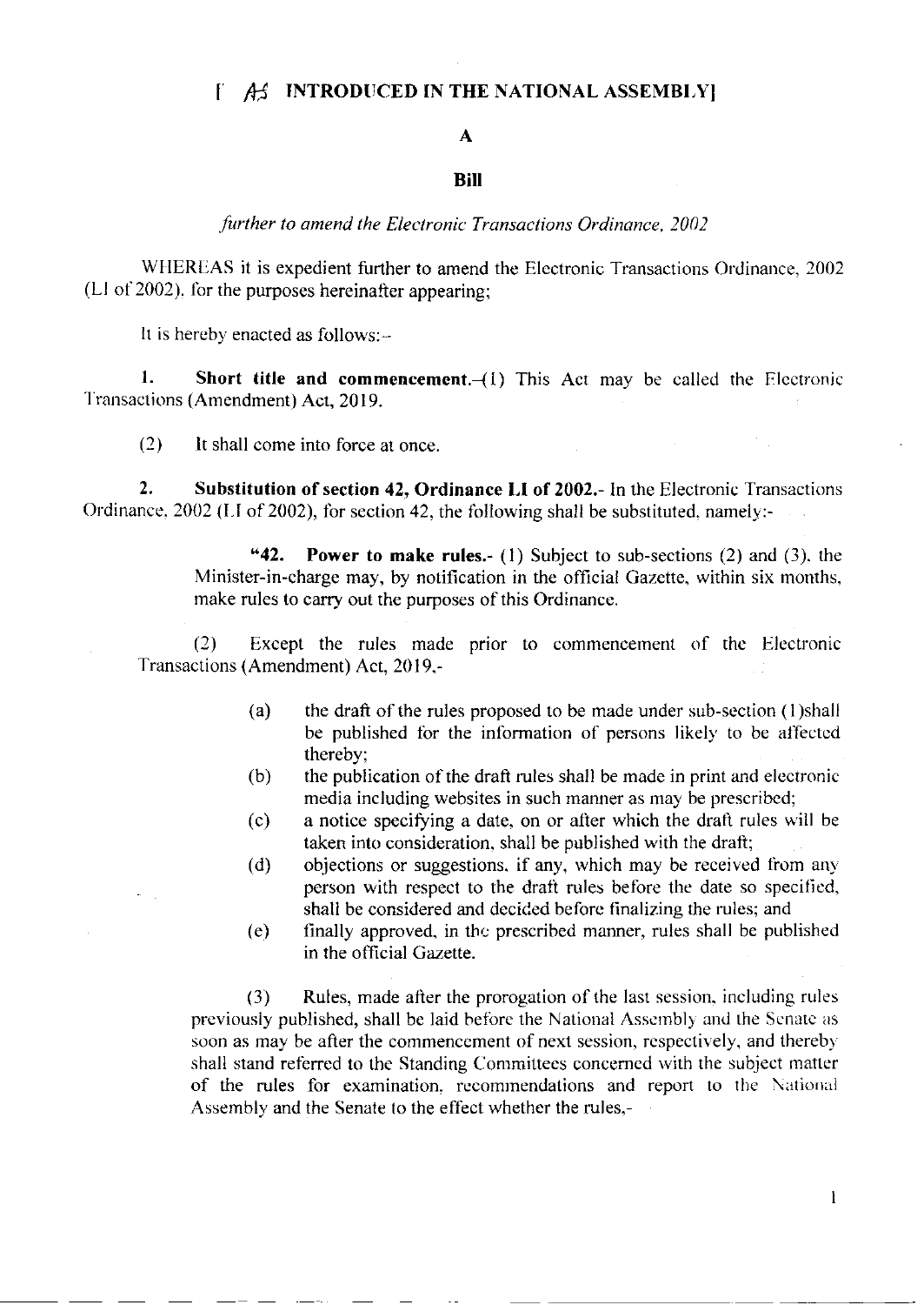[ AS INTRODUCED IN THE NATIONAL ASSEMBLY]

**A**

**Bill**

*further to amend the Electronic Transactions Ordinance, 2002*

WHEREAS it is expedient further to amend the Electronic Transactions Ordinance, 2002 (LI of 2002), for the purposes hereinafter appearing;

It is hereby enacted as follows:-

**1. Short title and commencement.**-(1) This Act may be called the Electronic Transactions (Amendment) Act, 2019.

(2) It shall come into force at once.

**2. Substitution of section 42, Ordinance LI of 2002.**- In the Electronic Transactions Ordinance, 2002 (LI of 2002), for section 42, the following shall be substituted, namely:-

> "**42. Power to make rules.**- (1) Subject to sub-sections (2) and (3), the Minister-in-charge may, by notification in the official Gazette, within six months, make rules to carry out the purposes of this Ordinance.
>
> (2) Except the rules made prior to commencement of the Electronic Transactions (Amendment) Act, 2019,-
>
> (a) the draft of the rules proposed to be made under sub-section (1)shall be published for the information of persons likely to be affected thereby;
>
> (b) the publication of the draft rules shall be made in print and electronic media including websites in such manner as may be prescribed;
>
> (c) a notice specifying a date, on or after which the draft rules will be taken into consideration, shall be published with the draft;
>
> (d) objections or suggestions, if any, which may be received from any person with respect to the draft rules before the date so specified, shall be considered and decided before finalizing the rules; and
>
> (e) finally approved, in the prescribed manner, rules shall be published in the official Gazette.
>
> (3) Rules, made after the prorogation of the last session, including rules previously published, shall be laid before the National Assembly and the Senate as soon as may be after the commencement of next session, respectively, and thereby shall stand referred to the Standing Committees concerned with the subject matter of the rules for examination, recommendations and report to the National Assembly and the Senate to the effect whether the rules,-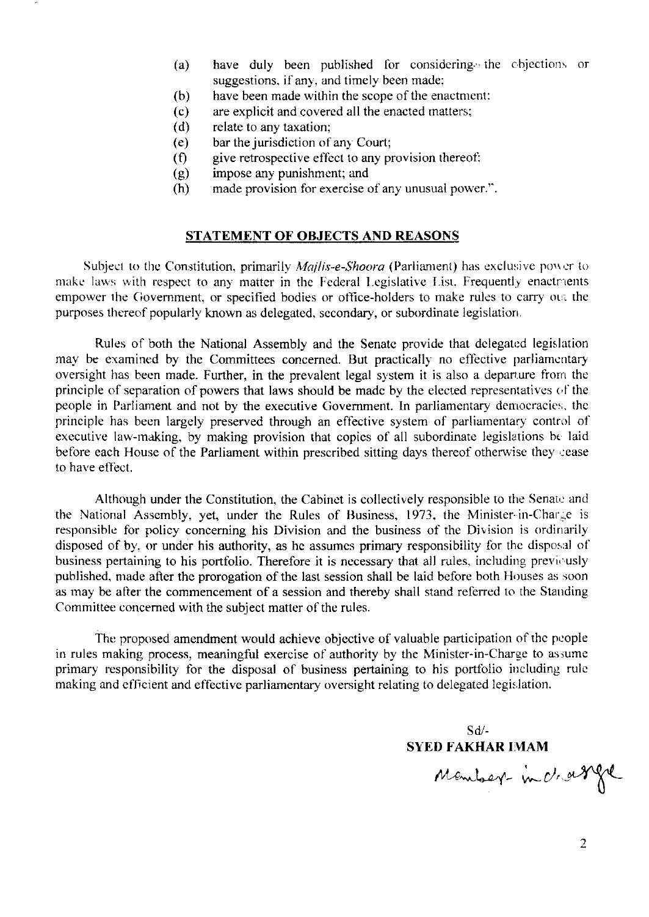(a) have duly been published for considering the objections or suggestions, if any, and timely been made;
(b) have been made within the scope of the enactment;
(c) are explicit and covered all the enacted matters;
(d) relate to any taxation;
(e) bar the jurisdiction of any Court;
(f) give retrospective effect to any provision thereof;
(g) impose any punishment; and
(h) made provision for exercise of any unusual power.".

## STATEMENT OF OBJECTS AND REASONS

Subject to the Constitution, primarily *Majlis-e-Shoora* (Parliament) has exclusive power to make laws with respect to any matter in the Federal Legislative List. Frequently enactments empower the Government, or specified bodies or office-holders to make rules to carry out the purposes thereof popularly known as delegated, secondary, or subordinate legislation.

Rules of both the National Assembly and the Senate provide that delegated legislation may be examined by the Committees concerned. But practically no effective parliamentary oversight has been made. Further, in the prevalent legal system it is also a departure from the principle of separation of powers that laws should be made by the elected representatives of the people in Parliament and not by the executive Government. In parliamentary democracies, the principle has been largely preserved through an effective system of parliamentary control of executive law-making, by making provision that copies of all subordinate legislations be laid before each House of the Parliament within prescribed sitting days thereof otherwise they cease to have effect.

Although under the Constitution, the Cabinet is collectively responsible to the Senate and the National Assembly, yet, under the Rules of Business, 1973, the Minister-in-Charge is responsible for policy concerning his Division and the business of the Division is ordinarily disposed of by, or under his authority, as he assumes primary responsibility for the disposal of business pertaining to his portfolio. Therefore it is necessary that all rules, including previously published, made after the prorogation of the last session shall be laid before both Houses as soon as may be after the commencement of a session and thereby shall stand referred to the Standing Committee concerned with the subject matter of the rules.

The proposed amendment would achieve objective of valuable participation of the people in rules making process, meaningful exercise of authority by the Minister-in-Charge to assume primary responsibility for the disposal of business pertaining to his portfolio including rule making and efficient and effective parliamentary oversight relating to delegated legislation.

Sd/-
**SYED FAKHAR IMAM**
Member-in-charge